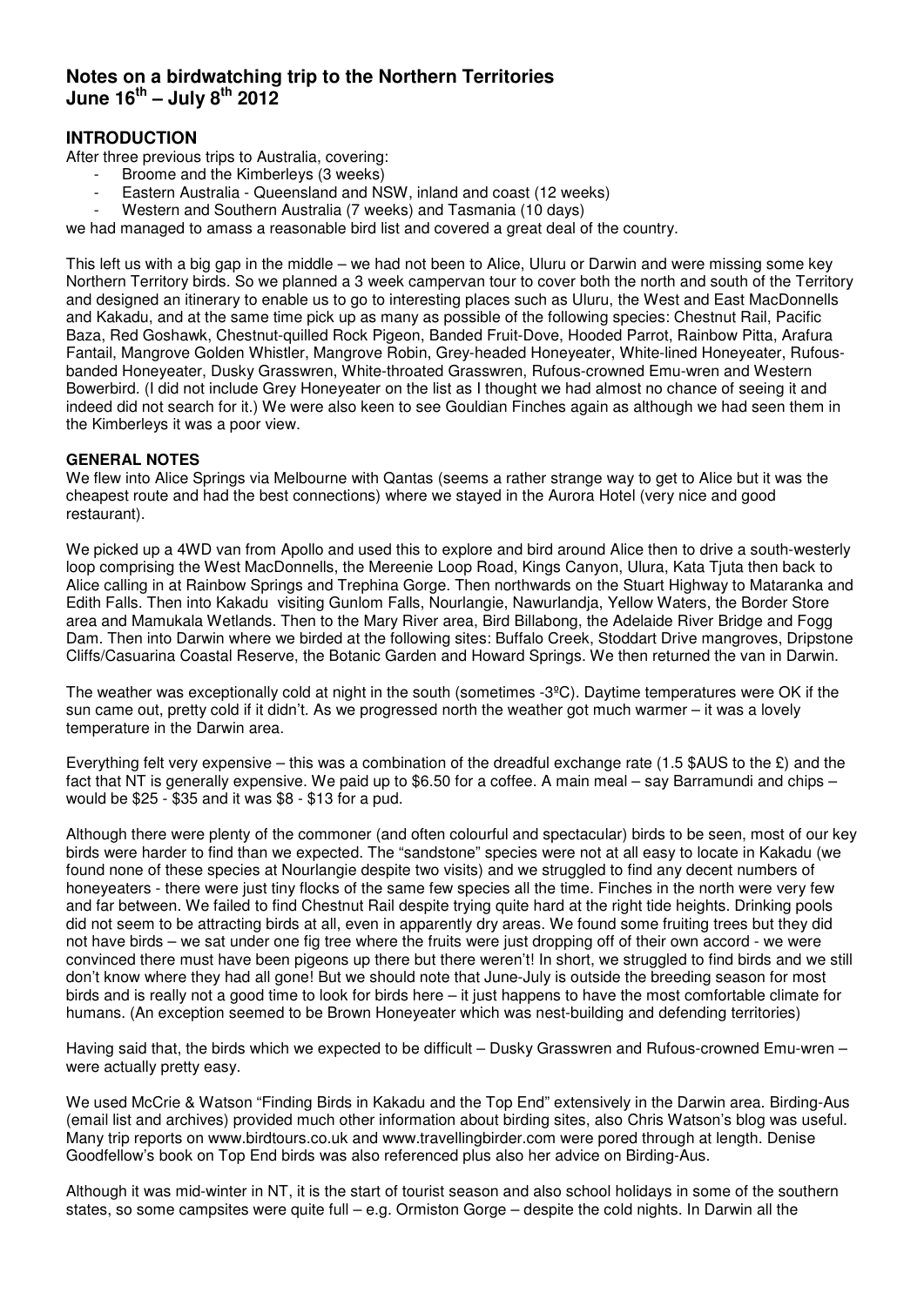# Notes on a birdwatching trip to the Northern Territories
# June 16th – July 8th 2012

## INTRODUCTION

After three previous trips to Australia, covering:

- Broome and the Kimberleys (3 weeks)
- Eastern Australia - Queensland and NSW, inland and coast (12 weeks)
- Western and Southern Australia (7 weeks) and Tasmania (10 days)

we had managed to amass a reasonable bird list and covered a great deal of the country.

This left us with a big gap in the middle – we had not been to Alice, Uluru or Darwin and were missing some key Northern Territory birds. So we planned a 3 week campervan tour to cover both the north and south of the Territory and designed an itinerary to enable us to go to interesting places such as Uluru, the West and East MacDonnells and Kakadu, and at the same time pick up as many as possible of the following species: Chestnut Rail, Pacific Baza, Red Goshawk, Chestnut-quilled Rock Pigeon, Banded Fruit-Dove, Hooded Parrot, Rainbow Pitta, Arafura Fantail, Mangrove Golden Whistler, Mangrove Robin, Grey-headed Honeyeater, White-lined Honeyeater, Rufous-banded Honeyeater, Dusky Grasswren, White-throated Grasswren, Rufous-crowned Emu-wren and Western Bowerbird. (I did not include Grey Honeyeater on the list as I thought we had almost no chance of seeing it and indeed did not search for it.) We were also keen to see Gouldian Finches again as although we had seen them in the Kimberleys it was a poor view.

### GENERAL NOTES

We flew into Alice Springs via Melbourne with Qantas (seems a rather strange way to get to Alice but it was the cheapest route and had the best connections) where we stayed in the Aurora Hotel (very nice and good restaurant).

We picked up a 4WD van from Apollo and used this to explore and bird around Alice then to drive a south-westerly loop comprising the West MacDonnells, the Mereenie Loop Road, Kings Canyon, Ulura, Kata Tjuta then back to Alice calling in at Rainbow Springs and Trephina Gorge. Then northwards on the Stuart Highway to Mataranka and Edith Falls. Then into Kakadu visiting Gunlom Falls, Nourlangie, Nawurlandja, Yellow Waters, the Border Store area and Mamukala Wetlands. Then to the Mary River area, Bird Billabong, the Adelaide River Bridge and Fogg Dam. Then into Darwin where we birded at the following sites: Buffalo Creek, Stoddart Drive mangroves, Dripstone Cliffs/Casuarina Coastal Reserve, the Botanic Garden and Howard Springs. We then returned the van in Darwin.

The weather was exceptionally cold at night in the south (sometimes -3ºC). Daytime temperatures were OK if the sun came out, pretty cold if it didn't. As we progressed north the weather got much warmer – it was a lovely temperature in the Darwin area.

Everything felt very expensive – this was a combination of the dreadful exchange rate (1.5 \$AUS to the £) and the fact that NT is generally expensive. We paid up to \$6.50 for a coffee. A main meal – say Barramundi and chips – would be \$25 - \$35 and it was \$8 - \$13 for a pud.

Although there were plenty of the commoner (and often colourful and spectacular) birds to be seen, most of our key birds were harder to find than we expected. The "sandstone" species were not at all easy to locate in Kakadu (we found none of these species at Nourlangie despite two visits) and we struggled to find any decent numbers of honeyeaters - there were just tiny flocks of the same few species all the time. Finches in the north were very few and far between. We failed to find Chestnut Rail despite trying quite hard at the right tide heights. Drinking pools did not seem to be attracting birds at all, even in apparently dry areas. We found some fruiting trees but they did not have birds – we sat under one fig tree where the fruits were just dropping off of their own accord - we were convinced there must have been pigeons up there but there weren't! In short, we struggled to find birds and we still don't know where they had all gone! But we should note that June-July is outside the breeding season for most birds and is really not a good time to look for birds here – it just happens to have the most comfortable climate for humans. (An exception seemed to be Brown Honeyeater which was nest-building and defending territories)

Having said that, the birds which we expected to be difficult – Dusky Grasswren and Rufous-crowned Emu-wren – were actually pretty easy.

We used McCrie & Watson "Finding Birds in Kakadu and the Top End" extensively in the Darwin area. Birding-Aus (email list and archives) provided much other information about birding sites, also Chris Watson's blog was useful. Many trip reports on www.birdtours.co.uk and www.travellingbirder.com were pored through at length. Denise Goodfellow's book on Top End birds was also referenced plus also her advice on Birding-Aus.

Although it was mid-winter in NT, it is the start of tourist season and also school holidays in some of the southern states, so some campsites were quite full – e.g. Ormiston Gorge – despite the cold nights. In Darwin all the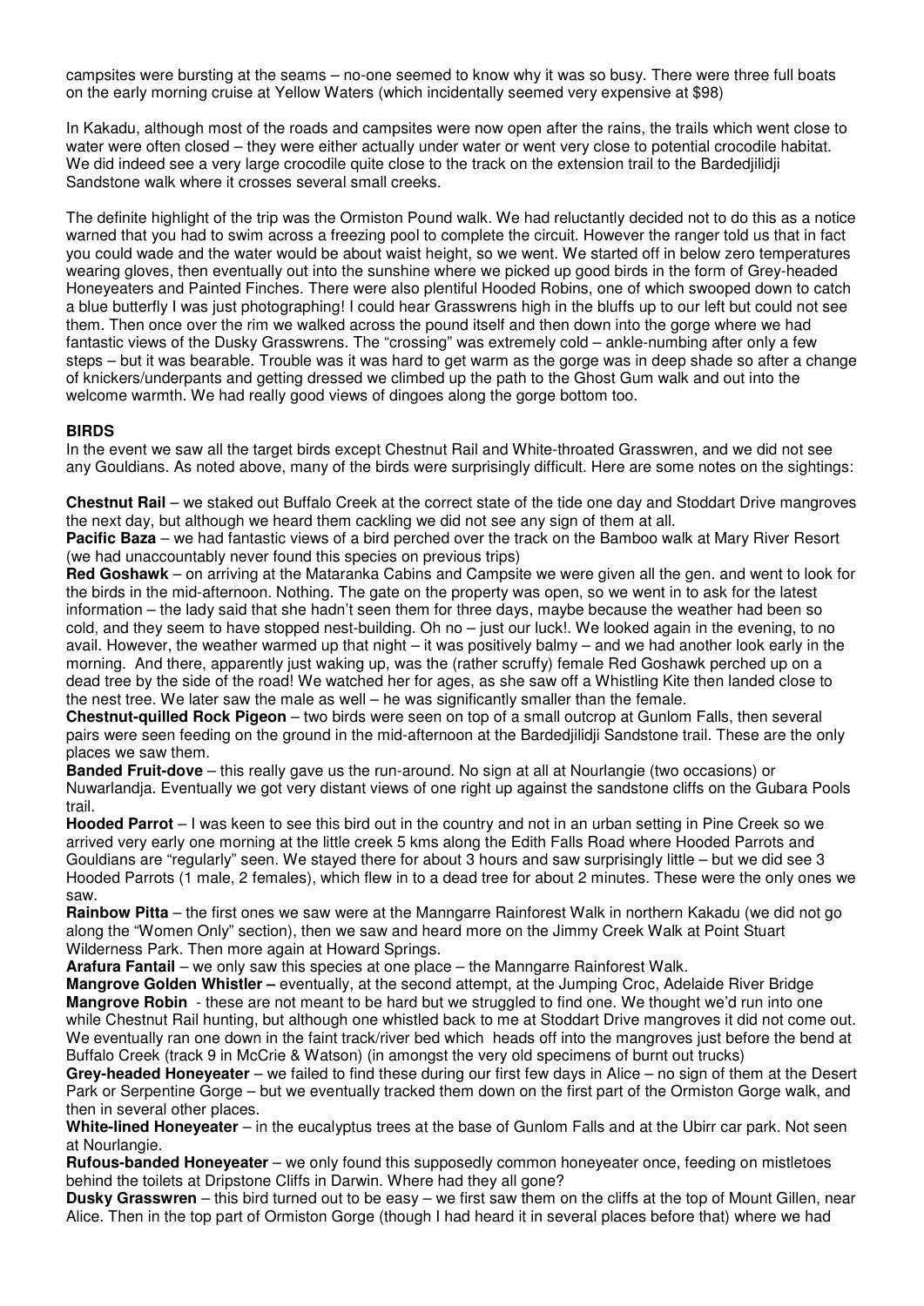campsites were bursting at the seams – no-one seemed to know why it was so busy. There were three full boats on the early morning cruise at Yellow Waters (which incidentally seemed very expensive at $98)

In Kakadu, although most of the roads and campsites were now open after the rains, the trails which went close to water were often closed – they were either actually under water or went very close to potential crocodile habitat. We did indeed see a very large crocodile quite close to the track on the extension trail to the Bardedjilidji Sandstone walk where it crosses several small creeks.

The definite highlight of the trip was the Ormiston Pound walk. We had reluctantly decided not to do this as a notice warned that you had to swim across a freezing pool to complete the circuit. However the ranger told us that in fact you could wade and the water would be about waist height, so we went. We started off in below zero temperatures wearing gloves, then eventually out into the sunshine where we picked up good birds in the form of Grey-headed Honeyeaters and Painted Finches. There were also plentiful Hooded Robins, one of which swooped down to catch a blue butterfly I was just photographing! I could hear Grasswrens high in the bluffs up to our left but could not see them. Then once over the rim we walked across the pound itself and then down into the gorge where we had fantastic views of the Dusky Grasswrens. The "crossing" was extremely cold – ankle-numbing after only a few steps – but it was bearable. Trouble was it was hard to get warm as the gorge was in deep shade so after a change of knickers/underpants and getting dressed we climbed up the path to the Ghost Gum walk and out into the welcome warmth. We had really good views of dingoes along the gorge bottom too.

**BIRDS**

In the event we saw all the target birds except Chestnut Rail and White-throated Grasswren, and we did not see any Gouldians. As noted above, many of the birds were surprisingly difficult. Here are some notes on the sightings:

**Chestnut Rail** – we staked out Buffalo Creek at the correct state of the tide one day and Stoddart Drive mangroves the next day, but although we heard them cackling we did not see any sign of them at all.

**Pacific Baza** – we had fantastic views of a bird perched over the track on the Bamboo walk at Mary River Resort (we had unaccountably never found this species on previous trips)

**Red Goshawk** – on arriving at the Mataranka Cabins and Campsite we were given all the gen. and went to look for the birds in the mid-afternoon. Nothing. The gate on the property was open, so we went in to ask for the latest information – the lady said that she hadn't seen them for three days, maybe because the weather had been so cold, and they seem to have stopped nest-building. Oh no – just our luck!. We looked again in the evening, to no avail. However, the weather warmed up that night – it was positively balmy – and we had another look early in the morning. And there, apparently just waking up, was the (rather scruffy) female Red Goshawk perched up on a dead tree by the side of the road! We watched her for ages, as she saw off a Whistling Kite then landed close to the nest tree. We later saw the male as well – he was significantly smaller than the female.

**Chestnut-quilled Rock Pigeon** – two birds were seen on top of a small outcrop at Gunlom Falls, then several pairs were seen feeding on the ground in the mid-afternoon at the Bardedjilidji Sandstone trail. These are the only places we saw them.

**Banded Fruit-dove** – this really gave us the run-around. No sign at all at Nourlangie (two occasions) or Nuwarlandja. Eventually we got very distant views of one right up against the sandstone cliffs on the Gubara Pools trail.

**Hooded Parrot** – I was keen to see this bird out in the country and not in an urban setting in Pine Creek so we arrived very early one morning at the little creek 5 kms along the Edith Falls Road where Hooded Parrots and Gouldians are "regularly" seen. We stayed there for about 3 hours and saw surprisingly little – but we did see 3 Hooded Parrots (1 male, 2 females), which flew in to a dead tree for about 2 minutes. These were the only ones we saw.

**Rainbow Pitta** – the first ones we saw were at the Manngarre Rainforest Walk in northern Kakadu (we did not go along the "Women Only" section), then we saw and heard more on the Jimmy Creek Walk at Point Stuart Wilderness Park. Then more again at Howard Springs.

**Arafura Fantail** – we only saw this species at one place – the Manngarre Rainforest Walk.

**Mangrove Golden Whistler –** eventually, at the second attempt, at the Jumping Croc, Adelaide River Bridge

**Mangrove Robin** - these are not meant to be hard but we struggled to find one. We thought we'd run into one while Chestnut Rail hunting, but although one whistled back to me at Stoddart Drive mangroves it did not come out. We eventually ran one down in the faint track/river bed which heads off into the mangroves just before the bend at Buffalo Creek (track 9 in McCrie & Watson) (in amongst the very old specimens of burnt out trucks)

**Grey-headed Honeyeater** – we failed to find these during our first few days in Alice – no sign of them at the Desert Park or Serpentine Gorge – but we eventually tracked them down on the first part of the Ormiston Gorge walk, and then in several other places.

**White-lined Honeyeater** – in the eucalyptus trees at the base of Gunlom Falls and at the Ubirr car park. Not seen at Nourlangie.

**Rufous-banded Honeyeater** – we only found this supposedly common honeyeater once, feeding on mistletoes behind the toilets at Dripstone Cliffs in Darwin. Where had they all gone?

**Dusky Grasswren** – this bird turned out to be easy – we first saw them on the cliffs at the top of Mount Gillen, near Alice. Then in the top part of Ormiston Gorge (though I had heard it in several places before that) where we had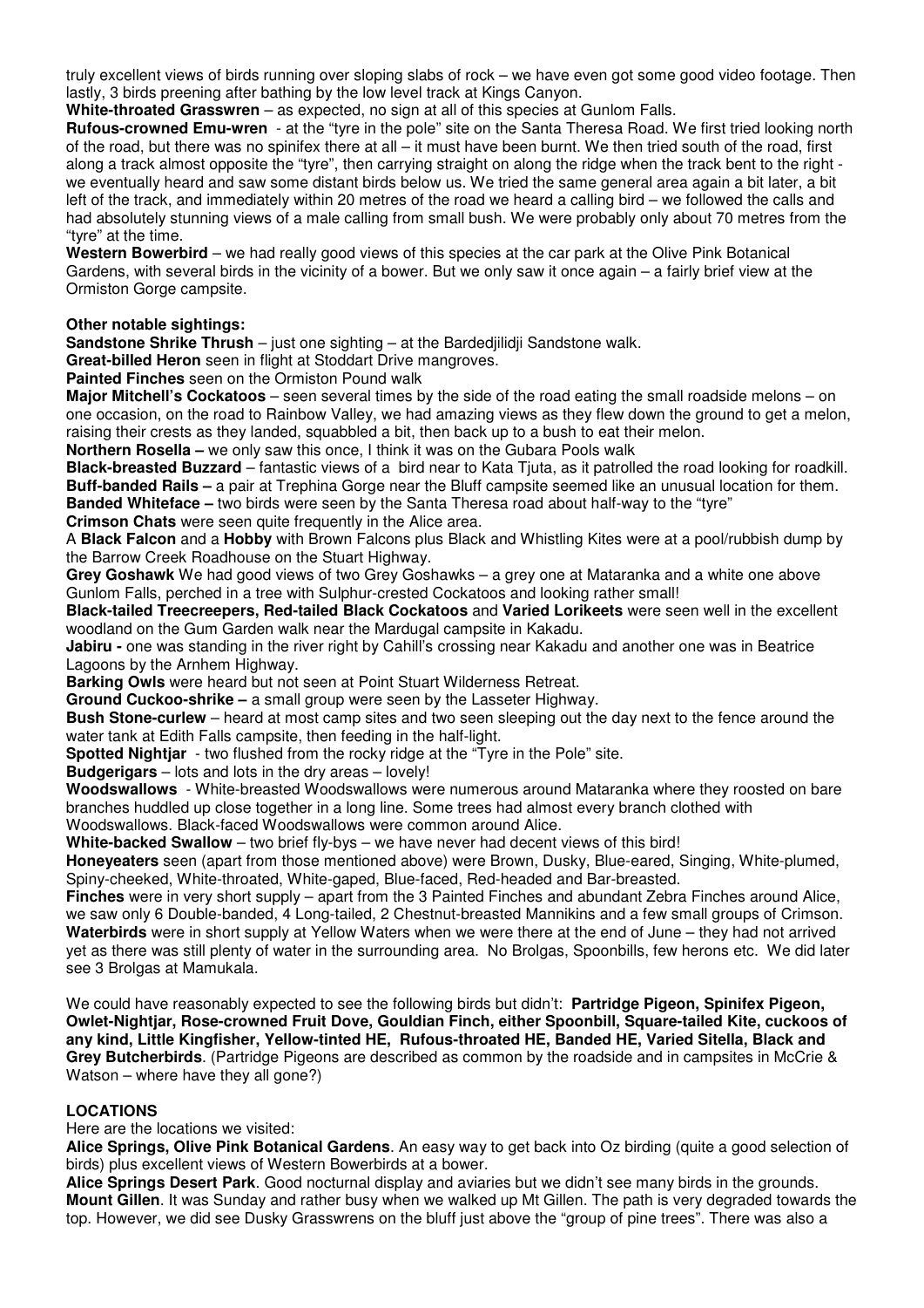truly excellent views of birds running over sloping slabs of rock – we have even got some good video footage. Then lastly, 3 birds preening after bathing by the low level track at Kings Canyon.

**White-throated Grasswren** – as expected, no sign at all of this species at Gunlom Falls.

**Rufous-crowned Emu-wren** - at the "tyre in the pole" site on the Santa Theresa Road. We first tried looking north of the road, but there was no spinifex there at all – it must have been burnt. We then tried south of the road, first along a track almost opposite the "tyre", then carrying straight on along the ridge when the track bent to the right - we eventually heard and saw some distant birds below us. We tried the same general area again a bit later, a bit left of the track, and immediately within 20 metres of the road we heard a calling bird – we followed the calls and had absolutely stunning views of a male calling from small bush. We were probably only about 70 metres from the "tyre" at the time.

**Western Bowerbird** – we had really good views of this species at the car park at the Olive Pink Botanical Gardens, with several birds in the vicinity of a bower. But we only saw it once again – a fairly brief view at the Ormiston Gorge campsite.

**Other notable sightings:**

**Sandstone Shrike Thrush** – just one sighting – at the Bardedjilidji Sandstone walk.

**Great-billed Heron** seen in flight at Stoddart Drive mangroves.

**Painted Finches** seen on the Ormiston Pound walk

**Major Mitchell's Cockatoos** – seen several times by the side of the road eating the small roadside melons – on one occasion, on the road to Rainbow Valley, we had amazing views as they flew down the ground to get a melon, raising their crests as they landed, squabbled a bit, then back up to a bush to eat their melon.

**Northern Rosella –** we only saw this once, I think it was on the Gubara Pools walk

**Black-breasted Buzzard** – fantastic views of a bird near to Kata Tjuta, as it patrolled the road looking for roadkill.

**Buff-banded Rails –** a pair at Trephina Gorge near the Bluff campsite seemed like an unusual location for them.

**Banded Whiteface –** two birds were seen by the Santa Theresa road about half-way to the "tyre"

**Crimson Chats** were seen quite frequently in the Alice area.

A **Black Falcon** and a **Hobby** with Brown Falcons plus Black and Whistling Kites were at a pool/rubbish dump by the Barrow Creek Roadhouse on the Stuart Highway.

**Grey Goshawk** We had good views of two Grey Goshawks – a grey one at Mataranka and a white one above Gunlom Falls, perched in a tree with Sulphur-crested Cockatoos and looking rather small!

**Black-tailed Treecreepers, Red-tailed Black Cockatoos** and **Varied Lorikeets** were seen well in the excellent woodland on the Gum Garden walk near the Mardugal campsite in Kakadu.

**Jabiru -** one was standing in the river right by Cahill's crossing near Kakadu and another one was in Beatrice Lagoons by the Arnhem Highway.

**Barking Owls** were heard but not seen at Point Stuart Wilderness Retreat.

**Ground Cuckoo-shrike –** a small group were seen by the Lasseter Highway.

**Bush Stone-curlew** – heard at most camp sites and two seen sleeping out the day next to the fence around the water tank at Edith Falls campsite, then feeding in the half-light.

**Spotted Nightjar** - two flushed from the rocky ridge at the "Tyre in the Pole" site.

**Budgerigars** – lots and lots in the dry areas – lovely!

**Woodswallows** - White-breasted Woodswallows were numerous around Mataranka where they roosted on bare branches huddled up close together in a long line. Some trees had almost every branch clothed with Woodswallows. Black-faced Woodswallows were common around Alice.

**White-backed Swallow** – two brief fly-bys – we have never had decent views of this bird!

**Honeyeaters** seen (apart from those mentioned above) were Brown, Dusky, Blue-eared, Singing, White-plumed, Spiny-cheeked, White-throated, White-gaped, Blue-faced, Red-headed and Bar-breasted.

**Finches** were in very short supply – apart from the 3 Painted Finches and abundant Zebra Finches around Alice, we saw only 6 Double-banded, 4 Long-tailed, 2 Chestnut-breasted Mannikins and a few small groups of Crimson.

**Waterbirds** were in short supply at Yellow Waters when we were there at the end of June – they had not arrived yet as there was still plenty of water in the surrounding area. No Brolgas, Spoonbills, few herons etc. We did later see 3 Brolgas at Mamukala.

We could have reasonably expected to see the following birds but didn't: **Partridge Pigeon, Spinifex Pigeon, Owlet-Nightjar, Rose-crowned Fruit Dove, Gouldian Finch, either Spoonbill, Square-tailed Kite, cuckoos of any kind, Little Kingfisher, Yellow-tinted HE, Rufous-throated HE, Banded HE, Varied Sitella, Black and Grey Butcherbirds**. (Partridge Pigeons are described as common by the roadside and in campsites in McCrie & Watson – where have they all gone?)

## LOCATIONS

Here are the locations we visited:

**Alice Springs, Olive Pink Botanical Gardens**. An easy way to get back into Oz birding (quite a good selection of birds) plus excellent views of Western Bowerbirds at a bower.

**Alice Springs Desert Park**. Good nocturnal display and aviaries but we didn't see many birds in the grounds.

**Mount Gillen**. It was Sunday and rather busy when we walked up Mt Gillen. The path is very degraded towards the top. However, we did see Dusky Grasswrens on the bluff just above the "group of pine trees". There was also a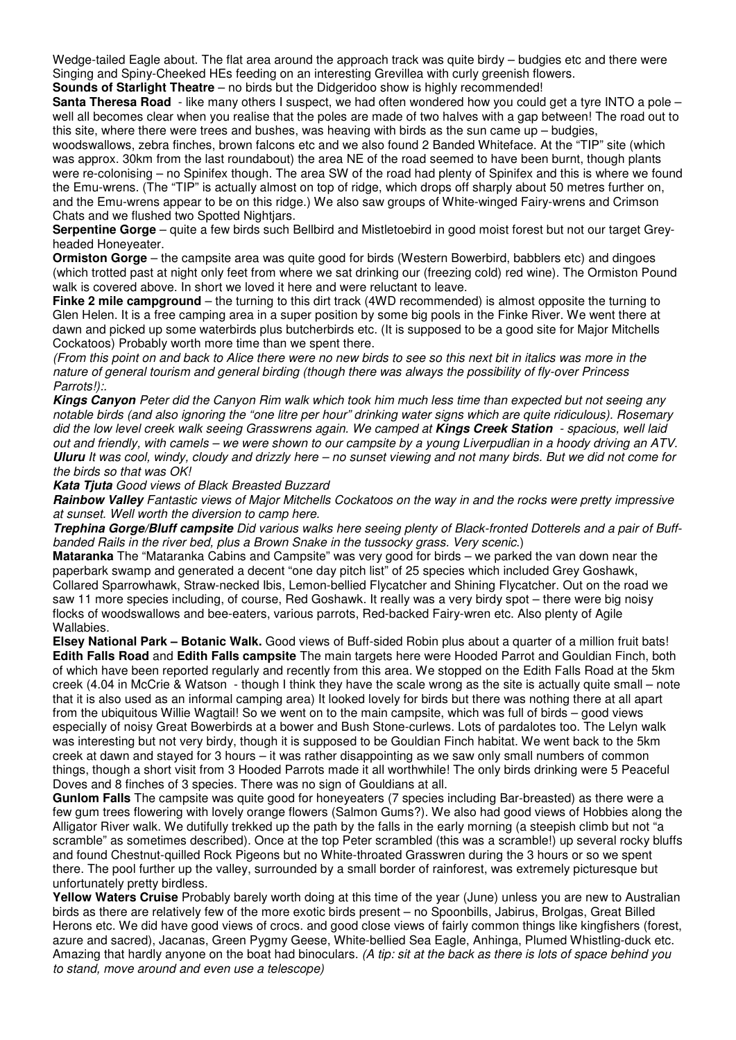Wedge-tailed Eagle about. The flat area around the approach track was quite birdy – budgies etc and there were Singing and Spiny-Cheeked HEs feeding on an interesting Grevillea with curly greenish flowers.

**Sounds of Starlight Theatre** – no birds but the Didgeridoo show is highly recommended!

**Santa Theresa Road** - like many others I suspect, we had often wondered how you could get a tyre INTO a pole – well all becomes clear when you realise that the poles are made of two halves with a gap between! The road out to this site, where there were trees and bushes, was heaving with birds as the sun came up – budgies, woodswallows, zebra finches, brown falcons etc and we also found 2 Banded Whiteface. At the "TIP" site (which was approx. 30km from the last roundabout) the area NE of the road seemed to have been burnt, though plants were re-colonising – no Spinifex though. The area SW of the road had plenty of Spinifex and this is where we found the Emu-wrens. (The "TIP" is actually almost on top of ridge, which drops off sharply about 50 metres further on, and the Emu-wrens appear to be on this ridge.) We also saw groups of White-winged Fairy-wrens and Crimson Chats and we flushed two Spotted Nightjars.

**Serpentine Gorge** – quite a few birds such Bellbird and Mistletoebird in good moist forest but not our target Grey-headed Honeyeater.

**Ormiston Gorge** – the campsite area was quite good for birds (Western Bowerbird, babblers etc) and dingoes (which trotted past at night only feet from where we sat drinking our (freezing cold) red wine). The Ormiston Pound walk is covered above. In short we loved it here and were reluctant to leave.

**Finke 2 mile campground** – the turning to this dirt track (4WD recommended) is almost opposite the turning to Glen Helen. It is a free camping area in a super position by some big pools in the Finke River. We went there at dawn and picked up some waterbirds plus butcherbirds etc. (It is supposed to be a good site for Major Mitchells Cockatoos) Probably worth more time than we spent there.

*(From this point on and back to Alice there were no new birds to see so this next bit in italics was more in the nature of general tourism and general birding (though there was always the possibility of fly-over Princess Parrots!):.*

***Kings Canyon*** *Peter did the Canyon Rim walk which took him much less time than expected but not seeing any notable birds (and also ignoring the "one litre per hour" drinking water signs which are quite ridiculous). Rosemary did the low level creek walk seeing Grasswrens again. We camped at* ***Kings Creek Station*** *- spacious, well laid out and friendly, with camels – we were shown to our campsite by a young Liverpudlian in a hoody driving an ATV.* ***Uluru*** *It was cool, windy, cloudy and drizzly here – no sunset viewing and not many birds. But we did not come for the birds so that was OK!*

***Kata Tjuta*** *Good views of Black Breasted Buzzard*

***Rainbow Valley*** *Fantastic views of Major Mitchells Cockatoos on the way in and the rocks were pretty impressive at sunset. Well worth the diversion to camp here.*

***Trephina Gorge/Bluff campsite*** *Did various walks here seeing plenty of Black-fronted Dotterels and a pair of Buff-banded Rails in the river bed, plus a Brown Snake in the tussocky grass. Very scenic.*)

**Mataranka** The "Mataranka Cabins and Campsite" was very good for birds – we parked the van down near the paperbark swamp and generated a decent "one day pitch list" of 25 species which included Grey Goshawk, Collared Sparrowhawk, Straw-necked Ibis, Lemon-bellied Flycatcher and Shining Flycatcher. Out on the road we saw 11 more species including, of course, Red Goshawk. It really was a very birdy spot – there were big noisy flocks of woodswallows and bee-eaters, various parrots, Red-backed Fairy-wren etc. Also plenty of Agile Wallabies.

**Elsey National Park – Botanic Walk.** Good views of Buff-sided Robin plus about a quarter of a million fruit bats!

**Edith Falls Road** and **Edith Falls campsite** The main targets here were Hooded Parrot and Gouldian Finch, both of which have been reported regularly and recently from this area. We stopped on the Edith Falls Road at the 5km creek (4.04 in McCrie & Watson - though I think they have the scale wrong as the site is actually quite small – note that it is also used as an informal camping area) It looked lovely for birds but there was nothing there at all apart from the ubiquitous Willie Wagtail! So we went on to the main campsite, which was full of birds – good views especially of noisy Great Bowerbirds at a bower and Bush Stone-curlews. Lots of pardalotes too. The Lelyn walk was interesting but not very birdy, though it is supposed to be Gouldian Finch habitat. We went back to the 5km creek at dawn and stayed for 3 hours – it was rather disappointing as we saw only small numbers of common things, though a short visit from 3 Hooded Parrots made it all worthwhile! The only birds drinking were 5 Peaceful Doves and 8 finches of 3 species. There was no sign of Gouldians at all.

**Gunlom Falls** The campsite was quite good for honeyeaters (7 species including Bar-breasted) as there were a few gum trees flowering with lovely orange flowers (Salmon Gums?). We also had good views of Hobbies along the Alligator River walk. We dutifully trekked up the path by the falls in the early morning (a steepish climb but not "a scramble" as sometimes described). Once at the top Peter scrambled (this was a scramble!) up several rocky bluffs and found Chestnut-quilled Rock Pigeons but no White-throated Grasswren during the 3 hours or so we spent there. The pool further up the valley, surrounded by a small border of rainforest, was extremely picturesque but unfortunately pretty birdless.

**Yellow Waters Cruise** Probably barely worth doing at this time of the year (June) unless you are new to Australian birds as there are relatively few of the more exotic birds present – no Spoonbills, Jabirus, Brolgas, Great Billed Herons etc. We did have good views of crocs. and good close views of fairly common things like kingfishers (forest, azure and sacred), Jacanas, Green Pygmy Geese, White-bellied Sea Eagle, Anhinga, Plumed Whistling-duck etc. Amazing that hardly anyone on the boat had binoculars. *(A tip: sit at the back as there is lots of space behind you to stand, move around and even use a telescope)*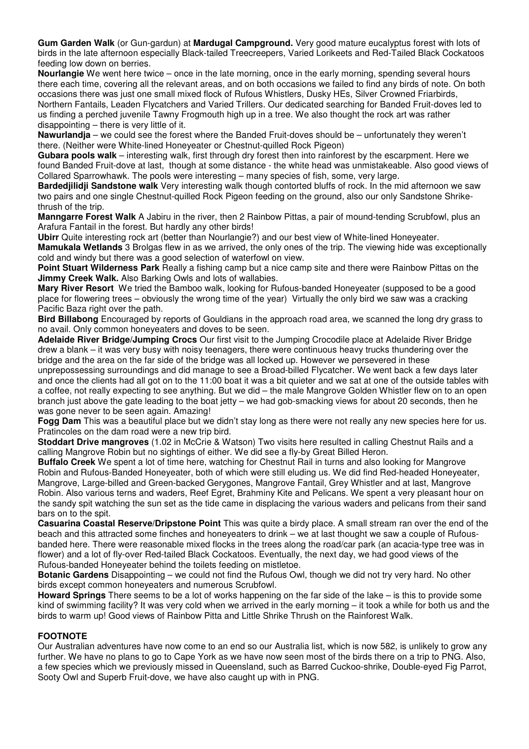**Gum Garden Walk** (or Gun-gardun) at **Mardugal Campground.** Very good mature eucalyptus forest with lots of birds in the late afternoon especially Black-tailed Treecreepers, Varied Lorikeets and Red-Tailed Black Cockatoos feeding low down on berries.

**Nourlangie** We went here twice – once in the late morning, once in the early morning, spending several hours there each time, covering all the relevant areas, and on both occasions we failed to find any birds of note. On both occasions there was just one small mixed flock of Rufous Whistlers, Dusky HEs, Silver Crowned Friarbirds, Northern Fantails, Leaden Flycatchers and Varied Trillers. Our dedicated searching for Banded Fruit-doves led to us finding a perched juvenile Tawny Frogmouth high up in a tree. We also thought the rock art was rather disappointing – there is very little of it.

**Nawurlandja** – we could see the forest where the Banded Fruit-doves should be – unfortunately they weren't there. (Neither were White-lined Honeyeater or Chestnut-quilled Rock Pigeon)

**Gubara pools walk** – interesting walk, first through dry forest then into rainforest by the escarpment. Here we found Banded Fruit-dove at last, though at some distance - the white head was unmistakeable. Also good views of Collared Sparrowhawk. The pools were interesting – many species of fish, some, very large.

**Bardedjilidji Sandstone walk** Very interesting walk though contorted bluffs of rock. In the mid afternoon we saw two pairs and one single Chestnut-quilled Rock Pigeon feeding on the ground, also our only Sandstone Shrike-thrush of the trip.

**Manngarre Forest Walk** A Jabiru in the river, then 2 Rainbow Pittas, a pair of mound-tending Scrubfowl, plus an Arafura Fantail in the forest. But hardly any other birds!

**Ubirr** Quite interesting rock art (better than Nourlangie?) and our best view of White-lined Honeyeater.

**Mamukala Wetlands** 3 Brolgas flew in as we arrived, the only ones of the trip. The viewing hide was exceptionally cold and windy but there was a good selection of waterfowl on view.

**Point Stuart Wilderness Park** Really a fishing camp but a nice camp site and there were Rainbow Pittas on the **Jimmy Creek Walk.** Also Barking Owls and lots of wallabies.

**Mary River Resort** We tried the Bamboo walk, looking for Rufous-banded Honeyeater (supposed to be a good place for flowering trees – obviously the wrong time of the year) Virtually the only bird we saw was a cracking Pacific Baza right over the path.

**Bird Billabong** Encouraged by reports of Gouldians in the approach road area, we scanned the long dry grass to no avail. Only common honeyeaters and doves to be seen.

**Adelaide River Bridge/Jumping Crocs** Our first visit to the Jumping Crocodile place at Adelaide River Bridge drew a blank – it was very busy with noisy teenagers, there were continuous heavy trucks thundering over the bridge and the area on the far side of the bridge was all locked up. However we persevered in these unprepossessing surroundings and did manage to see a Broad-billed Flycatcher. We went back a few days later and once the clients had all got on to the 11:00 boat it was a bit quieter and we sat at one of the outside tables with a coffee, not really expecting to see anything. But we did – the male Mangrove Golden Whistler flew on to an open branch just above the gate leading to the boat jetty – we had gob-smacking views for about 20 seconds, then he was gone never to be seen again. Amazing!

**Fogg Dam** This was a beautiful place but we didn't stay long as there were not really any new species here for us. Pratincoles on the dam road were a new trip bird.

**Stoddart Drive mangroves** (1.02 in McCrie & Watson) Two visits here resulted in calling Chestnut Rails and a calling Mangrove Robin but no sightings of either. We did see a fly-by Great Billed Heron.

**Buffalo Creek** We spent a lot of time here, watching for Chestnut Rail in turns and also looking for Mangrove Robin and Rufous-Banded Honeyeater, both of which were still eluding us. We did find Red-headed Honeyeater, Mangrove, Large-billed and Green-backed Gerygones, Mangrove Fantail, Grey Whistler and at last, Mangrove Robin. Also various terns and waders, Reef Egret, Brahminy Kite and Pelicans. We spent a very pleasant hour on the sandy spit watching the sun set as the tide came in displacing the various waders and pelicans from their sand bars on to the spit.

**Casuarina Coastal Reserve/Dripstone Point** This was quite a birdy place. A small stream ran over the end of the beach and this attracted some finches and honeyeaters to drink – we at last thought we saw a couple of Rufous-banded here. There were reasonable mixed flocks in the trees along the road/car park (an acacia-type tree was in flower) and a lot of fly-over Red-tailed Black Cockatoos. Eventually, the next day, we had good views of the Rufous-banded Honeyeater behind the toilets feeding on mistletoe.

**Botanic Gardens** Disappointing – we could not find the Rufous Owl, though we did not try very hard. No other birds except common honeyeaters and numerous Scrubfowl.

**Howard Springs** There seems to be a lot of works happening on the far side of the lake – is this to provide some kind of swimming facility? It was very cold when we arrived in the early morning – it took a while for both us and the birds to warm up! Good views of Rainbow Pitta and Little Shrike Thrush on the Rainforest Walk.

**FOOTNOTE**

Our Australian adventures have now come to an end so our Australia list, which is now 582, is unlikely to grow any further. We have no plans to go to Cape York as we have now seen most of the birds there on a trip to PNG. Also, a few species which we previously missed in Queensland, such as Barred Cuckoo-shrike, Double-eyed Fig Parrot, Sooty Owl and Superb Fruit-dove, we have also caught up with in PNG.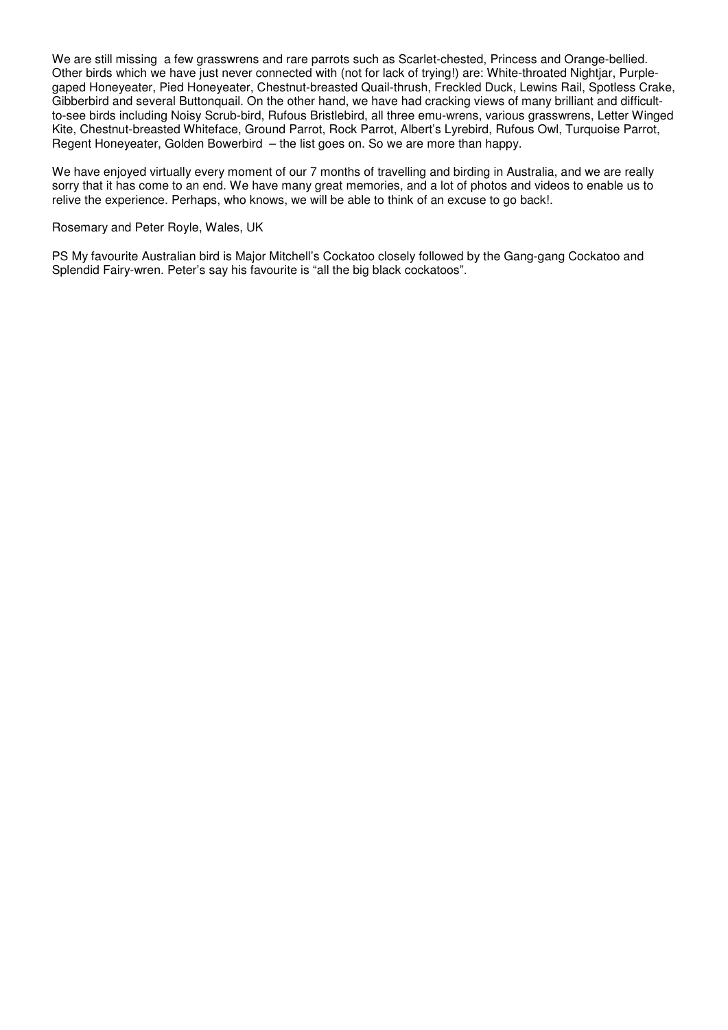We are still missing a few grasswrens and rare parrots such as Scarlet-chested, Princess and Orange-bellied. Other birds which we have just never connected with (not for lack of trying!) are: White-throated Nightjar, Purple-gaped Honeyeater, Pied Honeyeater, Chestnut-breasted Quail-thrush, Freckled Duck, Lewins Rail, Spotless Crake, Gibberbird and several Buttonquail. On the other hand, we have had cracking views of many brilliant and difficult-to-see birds including Noisy Scrub-bird, Rufous Bristlebird, all three emu-wrens, various grasswrens, Letter Winged Kite, Chestnut-breasted Whiteface, Ground Parrot, Rock Parrot, Albert's Lyrebird, Rufous Owl, Turquoise Parrot, Regent Honeyeater, Golden Bowerbird – the list goes on. So we are more than happy.

We have enjoyed virtually every moment of our 7 months of travelling and birding in Australia, and we are really sorry that it has come to an end. We have many great memories, and a lot of photos and videos to enable us to relive the experience. Perhaps, who knows, we will be able to think of an excuse to go back!.

Rosemary and Peter Royle, Wales, UK

PS My favourite Australian bird is Major Mitchell's Cockatoo closely followed by the Gang-gang Cockatoo and Splendid Fairy-wren. Peter's say his favourite is "all the big black cockatoos".